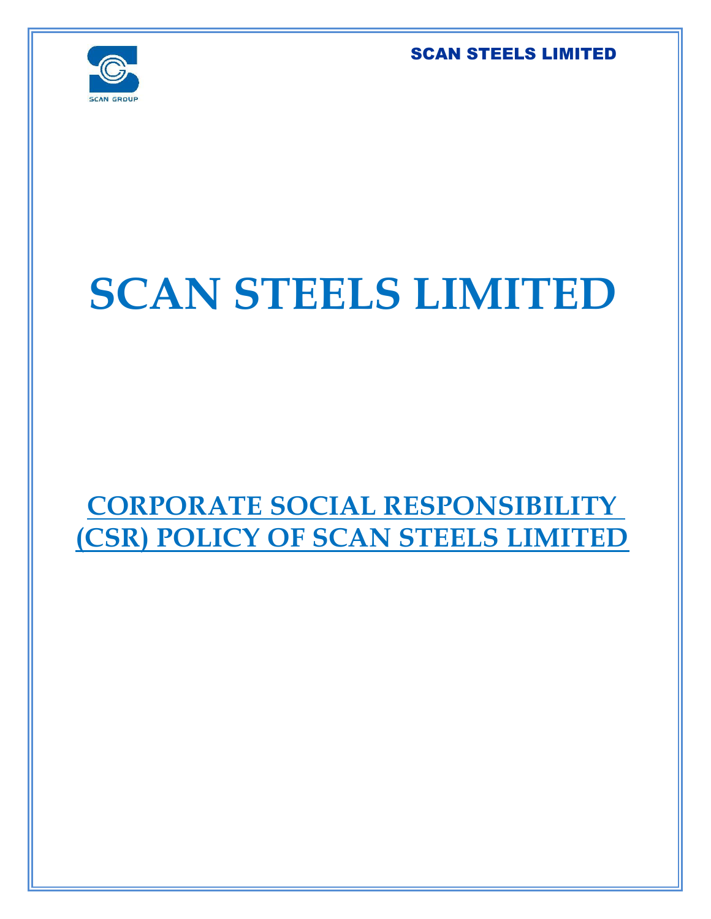# SCAN STEELS LIMITED

## CORPORATE SOCIAL RESPONSIBILITY (CSR) POLICY OF SCAN STEELS LIMITED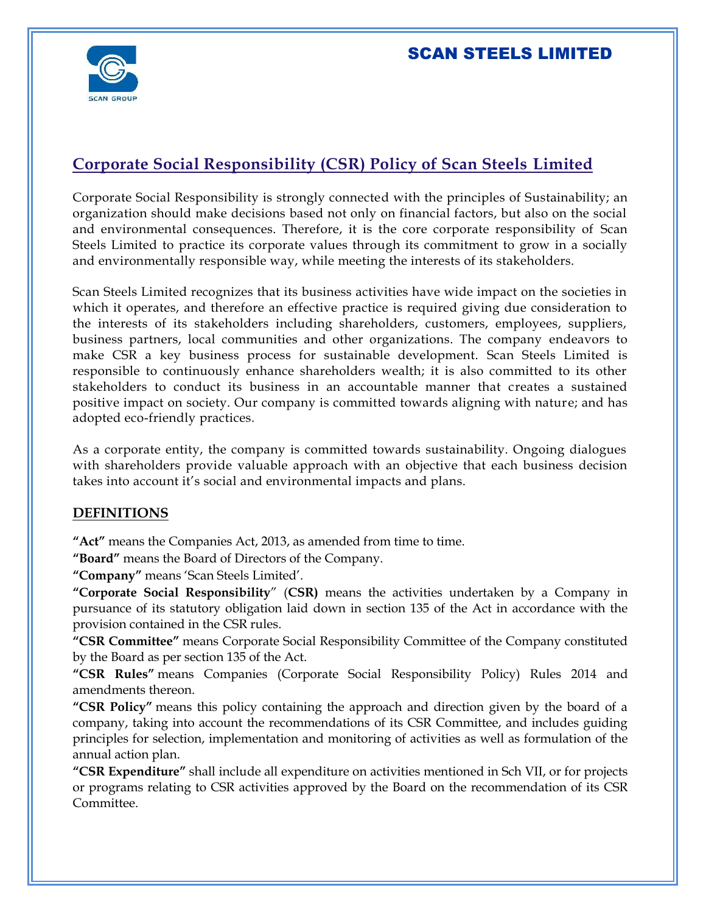# Corporate Social Responsibility (CSR) Policy of Scan Steels Limited

Corporate Social Responsibility is strongly connected with the principles of Sustainability; an organization should make decisions based not only on financial factors, but also on the social and environmental consequences. Therefore, it is the core corporate responsibility of Scan Steels Limited to practice its corporate values through its commitment to grow in a socially and environmentally responsible way, while meeting the interests of its stakeholders.

Scan Steels Limited recognizes that its business activities have wide impact on the societies in which it operates, and therefore an effective practice is required giving due consideration to the interests of its stakeholders including shareholders, customers, employees, suppliers, business partners, local communities and other organizations. The company endeavors to make CSR a key business process for sustainable development. Scan Steels Limited is responsible to continuously enhance shareholders wealth; it is also committed to its other stakeholders to conduct its business in an accountable manner that creates a sustained positive impact on society. Our company is committed towards aligning with nature; and has adopted eco-friendly practices.

As a corporate entity, the company is committed towards sustainability. Ongoing dialogues with shareholders provide valuable approach with an objective that each business decision takes into account it's social and environmental impacts and plans.

## DEFINITIONS

**"Act"** means the Companies Act, 2013, as amended from time to time.

**"Board"** means the Board of Directors of the Company.

**"Company"** means 'Scan Steels Limited'.

**"Corporate Social Responsibility" (CSR)** means the activities undertaken by a Company in pursuance of its statutory obligation laid down in section 135 of the Act in accordance with the provision contained in the CSR rules.

**"CSR Committee"** means Corporate Social Responsibility Committee of the Company constituted by the Board as per section 135 of the Act.

**"CSR Rules"** means Companies (Corporate Social Responsibility Policy) Rules 2014 and amendments thereon.

**"CSR Policy"** means this policy containing the approach and direction given by the board of a company, taking into account the recommendations of its CSR Committee, and includes guiding principles for selection, implementation and monitoring of activities as well as formulation of the annual action plan.

**"CSR Expenditure"** shall include all expenditure on activities mentioned in Sch VII, or for projects or programs relating to CSR activities approved by the Board on the recommendation of its CSR Committee.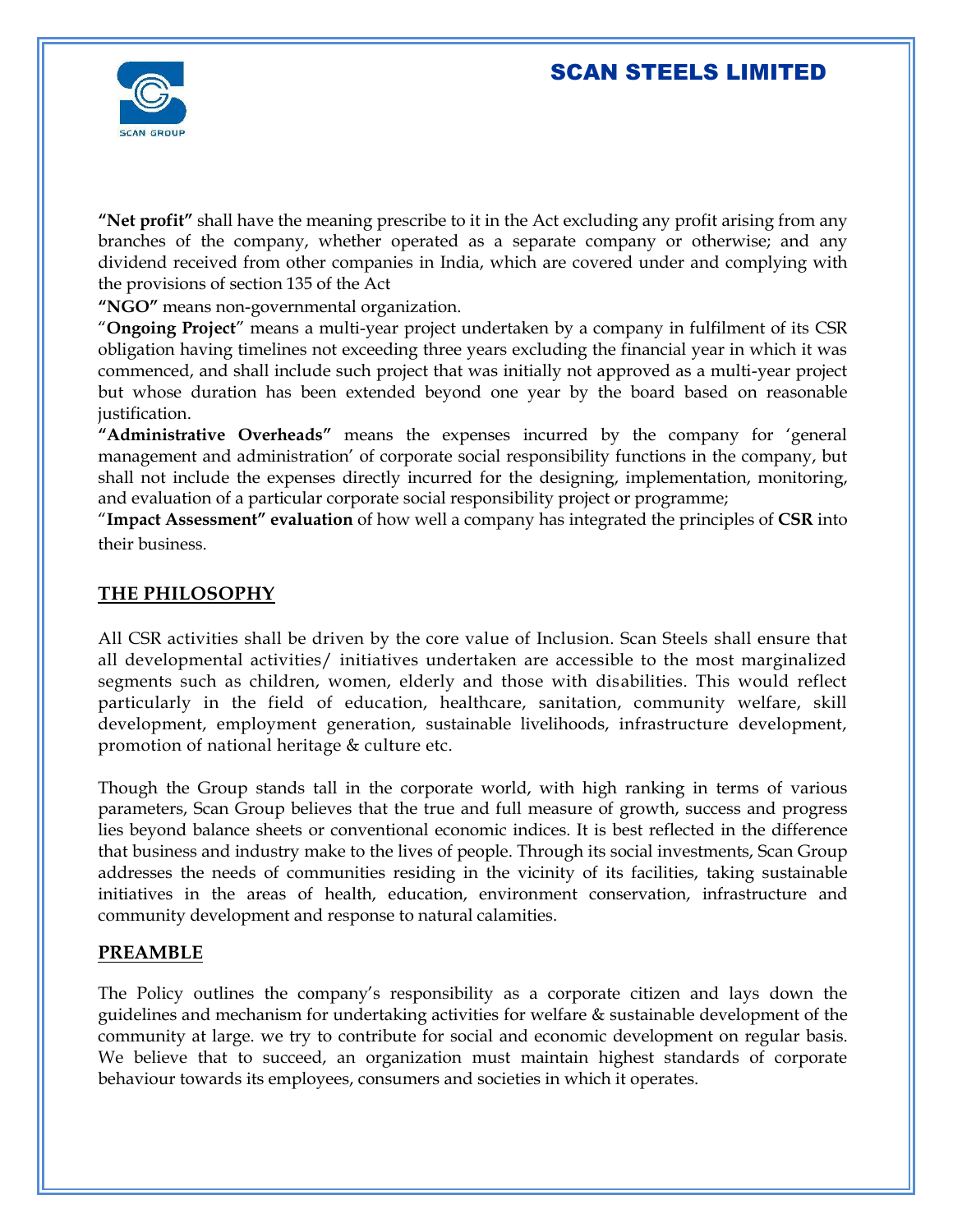**"Net profit"** shall have the meaning prescribe to it in the Act excluding any profit arising from any branches of the company, whether operated as a separate company or otherwise; and any dividend received from other companies in India, which are covered under and complying with the provisions of section 135 of the Act

**"NGO"** means non-governmental organization.

"**Ongoing Project**" means a multi-year project undertaken by a company in fulfilment of its CSR obligation having timelines not exceeding three years excluding the financial year in which it was commenced, and shall include such project that was initially not approved as a multi-year project but whose duration has been extended beyond one year by the board based on reasonable justification.

**"Administrative Overheads"** means the expenses incurred by the company for 'general management and administration' of corporate social responsibility functions in the company, but shall not include the expenses directly incurred for the designing, implementation, monitoring, and evaluation of a particular corporate social responsibility project or programme;

"**Impact Assessment" evaluation** of how well a company has integrated the principles of **CSR** into their business.

## THE PHILOSOPHY

All CSR activities shall be driven by the core value of Inclusion. Scan Steels shall ensure that all developmental activities/ initiatives undertaken are accessible to the most marginalized segments such as children, women, elderly and those with disabilities. This would reflect particularly in the field of education, healthcare, sanitation, community welfare, skill development, employment generation, sustainable livelihoods, infrastructure development, promotion of national heritage & culture etc.

Though the Group stands tall in the corporate world, with high ranking in terms of various parameters, Scan Group believes that the true and full measure of growth, success and progress lies beyond balance sheets or conventional economic indices. It is best reflected in the difference that business and industry make to the lives of people. Through its social investments, Scan Group addresses the needs of communities residing in the vicinity of its facilities, taking sustainable initiatives in the areas of health, education, environment conservation, infrastructure and community development and response to natural calamities.

## PREAMBLE

The Policy outlines the company's responsibility as a corporate citizen and lays down the guidelines and mechanism for undertaking activities for welfare & sustainable development of the community at large. we try to contribute for social and economic development on regular basis. We believe that to succeed, an organization must maintain highest standards of corporate behaviour towards its employees, consumers and societies in which it operates.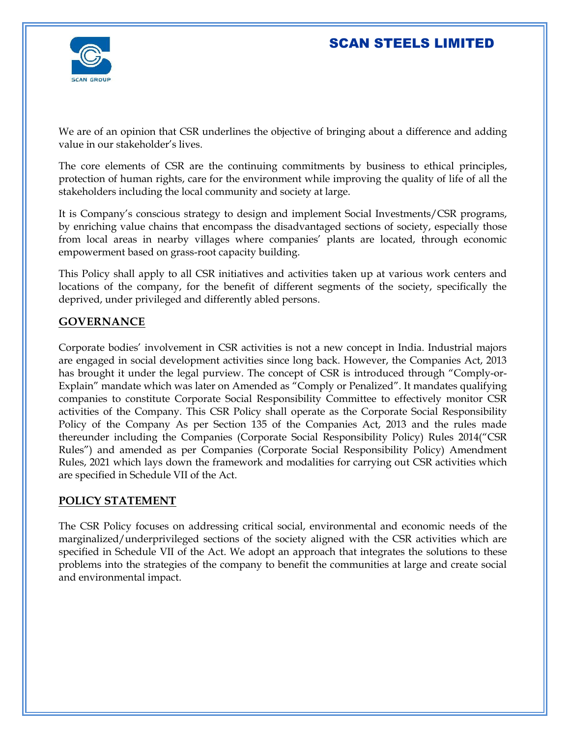We are of an opinion that CSR underlines the objective of bringing about a difference and adding value in our stakeholder's lives.

The core elements of CSR are the continuing commitments by business to ethical principles, protection of human rights, care for the environment while improving the quality of life of all the stakeholders including the local community and society at large.

It is Company's conscious strategy to design and implement Social Investments/CSR programs, by enriching value chains that encompass the disadvantaged sections of society, especially those from local areas in nearby villages where companies' plants are located, through economic empowerment based on grass-root capacity building.

This Policy shall apply to all CSR initiatives and activities taken up at various work centers and locations of the company, for the benefit of different segments of the society, specifically the deprived, under privileged and differently abled persons.

## GOVERNANCE

Corporate bodies' involvement in CSR activities is not a new concept in India. Industrial majors are engaged in social development activities since long back. However, the Companies Act, 2013 has brought it under the legal purview. The concept of CSR is introduced through "Comply-or-Explain" mandate which was later on Amended as "Comply or Penalized". It mandates qualifying companies to constitute Corporate Social Responsibility Committee to effectively monitor CSR activities of the Company. This CSR Policy shall operate as the Corporate Social Responsibility Policy of the Company As per Section 135 of the Companies Act, 2013 and the rules made thereunder including the Companies (Corporate Social Responsibility Policy) Rules 2014("CSR Rules") and amended as per Companies (Corporate Social Responsibility Policy) Amendment Rules, 2021 which lays down the framework and modalities for carrying out CSR activities which are specified in Schedule VII of the Act.

## POLICY STATEMENT

The CSR Policy focuses on addressing critical social, environmental and economic needs of the marginalized/underprivileged sections of the society aligned with the CSR activities which are specified in Schedule VII of the Act. We adopt an approach that integrates the solutions to these problems into the strategies of the company to benefit the communities at large and create social and environmental impact.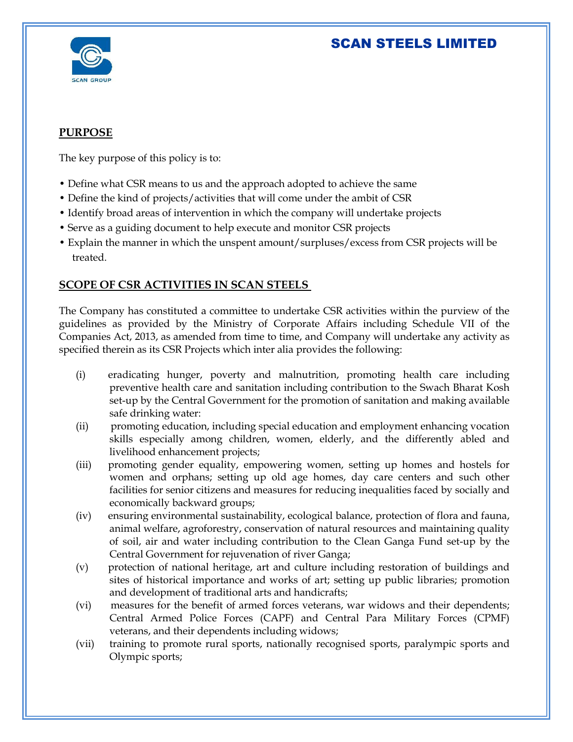## PURPOSE

The key purpose of this policy is to:

- Define what CSR means to us and the approach adopted to achieve the same
- Define the kind of projects/activities that will come under the ambit of CSR
- Identify broad areas of intervention in which the company will undertake projects
- Serve as a guiding document to help execute and monitor CSR projects
- Explain the manner in which the unspent amount/surpluses/excess from CSR projects will be treated.

## SCOPE OF CSR ACTIVITIES IN SCAN STEELS

The Company has constituted a committee to undertake CSR activities within the purview of the guidelines as provided by the Ministry of Corporate Affairs including Schedule VII of the Companies Act, 2013, as amended from time to time, and Company will undertake any activity as specified therein as its CSR Projects which inter alia provides the following:

(i) eradicating hunger, poverty and malnutrition, promoting health care including preventive health care and sanitation including contribution to the Swach Bharat Kosh set-up by the Central Government for the promotion of sanitation and making available safe drinking water:

(ii) promoting education, including special education and employment enhancing vocation skills especially among children, women, elderly, and the differently abled and livelihood enhancement projects;

(iii) promoting gender equality, empowering women, setting up homes and hostels for women and orphans; setting up old age homes, day care centers and such other facilities for senior citizens and measures for reducing inequalities faced by socially and economically backward groups;

(iv) ensuring environmental sustainability, ecological balance, protection of flora and fauna, animal welfare, agroforestry, conservation of natural resources and maintaining quality of soil, air and water including contribution to the Clean Ganga Fund set-up by the Central Government for rejuvenation of river Ganga;

(v) protection of national heritage, art and culture including restoration of buildings and sites of historical importance and works of art; setting up public libraries; promotion and development of traditional arts and handicrafts;

(vi) measures for the benefit of armed forces veterans, war widows and their dependents; Central Armed Police Forces (CAPF) and Central Para Military Forces (CPMF) veterans, and their dependents including widows;

(vii) training to promote rural sports, nationally recognised sports, paralympic sports and Olympic sports;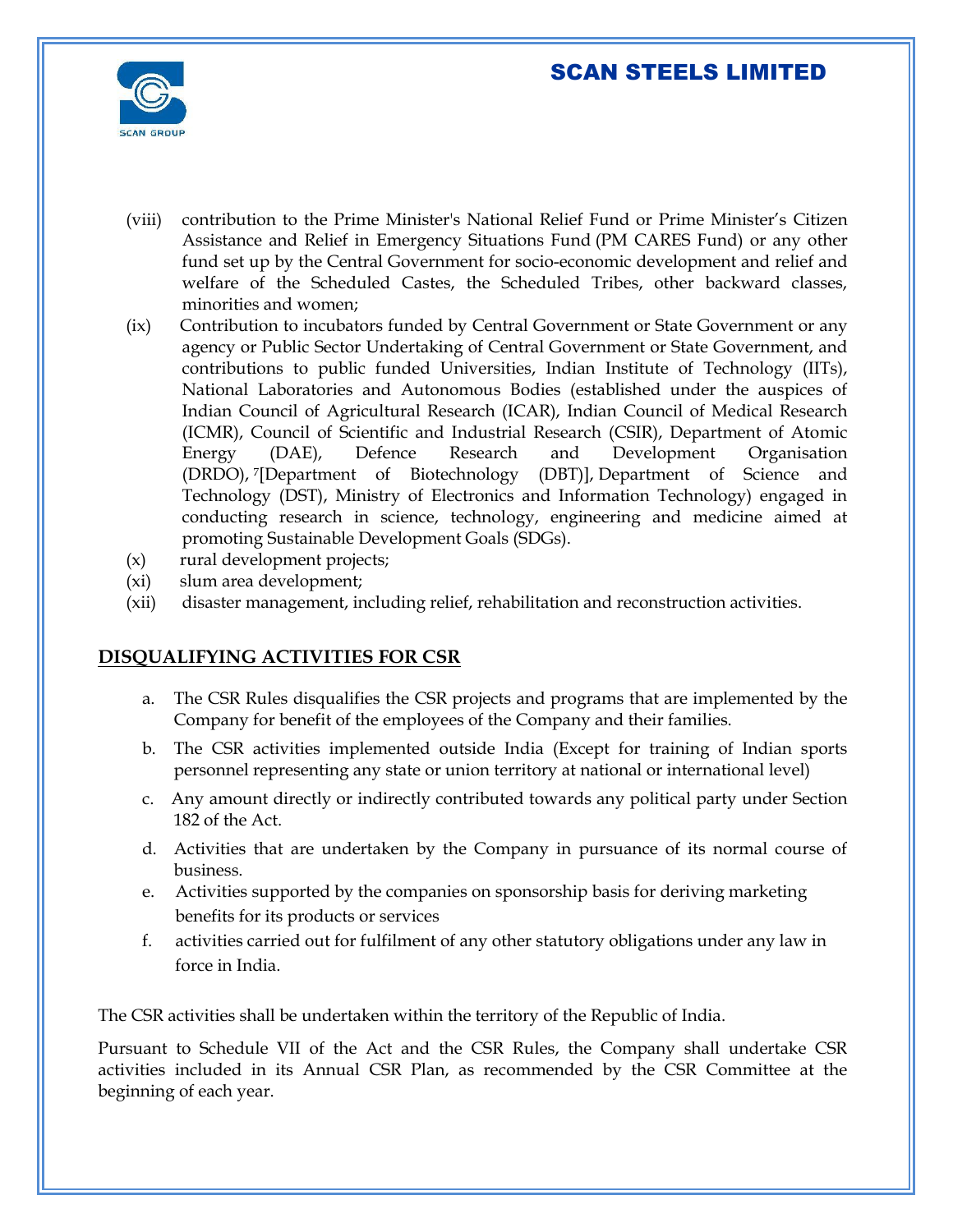(viii) contribution to the Prime Minister's National Relief Fund or Prime Minister's Citizen Assistance and Relief in Emergency Situations Fund (PM CARES Fund) or any other fund set up by the Central Government for socio-economic development and relief and welfare of the Scheduled Castes, the Scheduled Tribes, other backward classes, minorities and women;

(ix) Contribution to incubators funded by Central Government or State Government or any agency or Public Sector Undertaking of Central Government or State Government, and contributions to public funded Universities, Indian Institute of Technology (IITs), National Laboratories and Autonomous Bodies (established under the auspices of Indian Council of Agricultural Research (ICAR), Indian Council of Medical Research (ICMR), Council of Scientific and Industrial Research (CSIR), Department of Atomic Energy (DAE), Defence Research and Development Organisation (DRDO), [7][Department of Biotechnology (DBT)], Department of Science and Technology (DST), Ministry of Electronics and Information Technology) engaged in conducting research in science, technology, engineering and medicine aimed at promoting Sustainable Development Goals (SDGs).

(x) rural development projects;

(xi) slum area development;

(xii) disaster management, including relief, rehabilitation and reconstruction activities.

## DISQUALIFYING ACTIVITIES FOR CSR

a. The CSR Rules disqualifies the CSR projects and programs that are implemented by the Company for benefit of the employees of the Company and their families.

b. The CSR activities implemented outside India (Except for training of Indian sports personnel representing any state or union territory at national or international level)

c. Any amount directly or indirectly contributed towards any political party under Section 182 of the Act.

d. Activities that are undertaken by the Company in pursuance of its normal course of business.

e. Activities supported by the companies on sponsorship basis for deriving marketing benefits for its products or services

f. activities carried out for fulfilment of any other statutory obligations under any law in force in India.

The CSR activities shall be undertaken within the territory of the Republic of India.

Pursuant to Schedule VII of the Act and the CSR Rules, the Company shall undertake CSR activities included in its Annual CSR Plan, as recommended by the CSR Committee at the beginning of each year.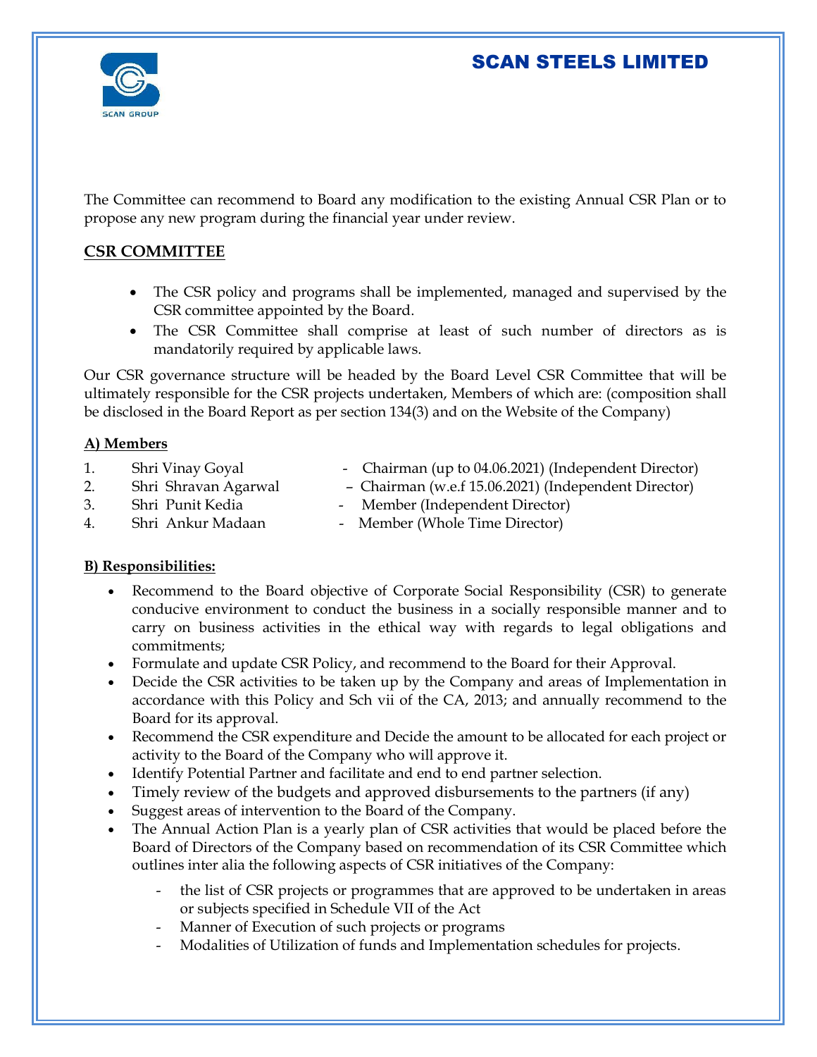The Committee can recommend to Board any modification to the existing Annual CSR Plan or to propose any new program during the financial year under review.

## CSR COMMITTEE

- The CSR policy and programs shall be implemented, managed and supervised by the CSR committee appointed by the Board.
- The CSR Committee shall comprise at least of such number of directors as is mandatorily required by applicable laws.

Our CSR governance structure will be headed by the Board Level CSR Committee that will be ultimately responsible for the CSR projects undertaken, Members of which are: (composition shall be disclosed in the Board Report as per section 134(3) and on the Website of the Company)

### A) Members

1. Shri Vinay Goyal - Chairman (up to 04.06.2021) (Independent Director)
2. Shri Shravan Agarwal – Chairman (w.e.f 15.06.2021) (Independent Director)
3. Shri Punit Kedia - Member (Independent Director)
4. Shri Ankur Madaan - Member (Whole Time Director)

### B) Responsibilities:

- Recommend to the Board objective of Corporate Social Responsibility (CSR) to generate conducive environment to conduct the business in a socially responsible manner and to carry on business activities in the ethical way with regards to legal obligations and commitments;
- Formulate and update CSR Policy, and recommend to the Board for their Approval.
- Decide the CSR activities to be taken up by the Company and areas of Implementation in accordance with this Policy and Sch vii of the CA, 2013; and annually recommend to the Board for its approval.
- Recommend the CSR expenditure and Decide the amount to be allocated for each project or activity to the Board of the Company who will approve it.
- Identify Potential Partner and facilitate and end to end partner selection.
- Timely review of the budgets and approved disbursements to the partners (if any)
- Suggest areas of intervention to the Board of the Company.
- The Annual Action Plan is a yearly plan of CSR activities that would be placed before the Board of Directors of the Company based on recommendation of its CSR Committee which outlines inter alia the following aspects of CSR initiatives of the Company:
    - the list of CSR projects or programmes that are approved to be undertaken in areas or subjects specified in Schedule VII of the Act
    - Manner of Execution of such projects or programs
    - Modalities of Utilization of funds and Implementation schedules for projects.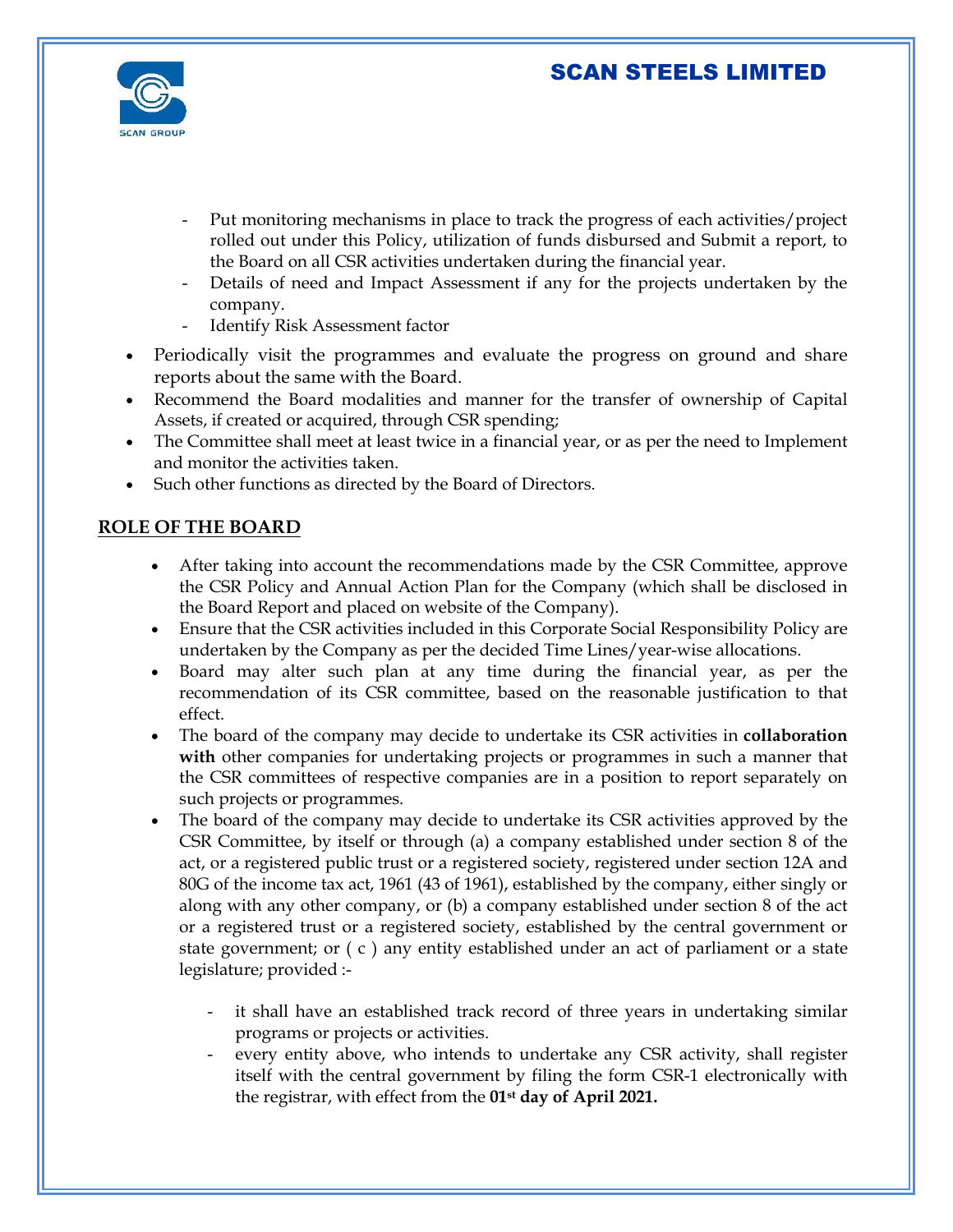- Put monitoring mechanisms in place to track the progress of each activities/project rolled out under this Policy, utilization of funds disbursed and Submit a report, to the Board on all CSR activities undertaken during the financial year.
- Details of need and Impact Assessment if any for the projects undertaken by the company.
- Identify Risk Assessment factor

- Periodically visit the programmes and evaluate the progress on ground and share reports about the same with the Board.
- Recommend the Board modalities and manner for the transfer of ownership of Capital Assets, if created or acquired, through CSR spending;
- The Committee shall meet at least twice in a financial year, or as per the need to Implement and monitor the activities taken.
- Such other functions as directed by the Board of Directors.

## ROLE OF THE BOARD

- After taking into account the recommendations made by the CSR Committee, approve the CSR Policy and Annual Action Plan for the Company (which shall be disclosed in the Board Report and placed on website of the Company).
- Ensure that the CSR activities included in this Corporate Social Responsibility Policy are undertaken by the Company as per the decided Time Lines/year-wise allocations.
- Board may alter such plan at any time during the financial year, as per the recommendation of its CSR committee, based on the reasonable justification to that effect.
- The board of the company may decide to undertake its CSR activities in **collaboration with** other companies for undertaking projects or programmes in such a manner that the CSR committees of respective companies are in a position to report separately on such projects or programmes.
- The board of the company may decide to undertake its CSR activities approved by the CSR Committee, by itself or through (a) a company established under section 8 of the act, or a registered public trust or a registered society, registered under section 12A and 80G of the income tax act, 1961 (43 of 1961), established by the company, either singly or along with any other company, or (b) a company established under section 8 of the act or a registered trust or a registered society, established by the central government or state government; or ( c ) any entity established under an act of parliament or a state legislature; provided :-
    - it shall have an established track record of three years in undertaking similar programs or projects or activities.
    - every entity above, who intends to undertake any CSR activity, shall register itself with the central government by filing the form CSR-1 electronically with the registrar, with effect from the **01st day of April 2021.**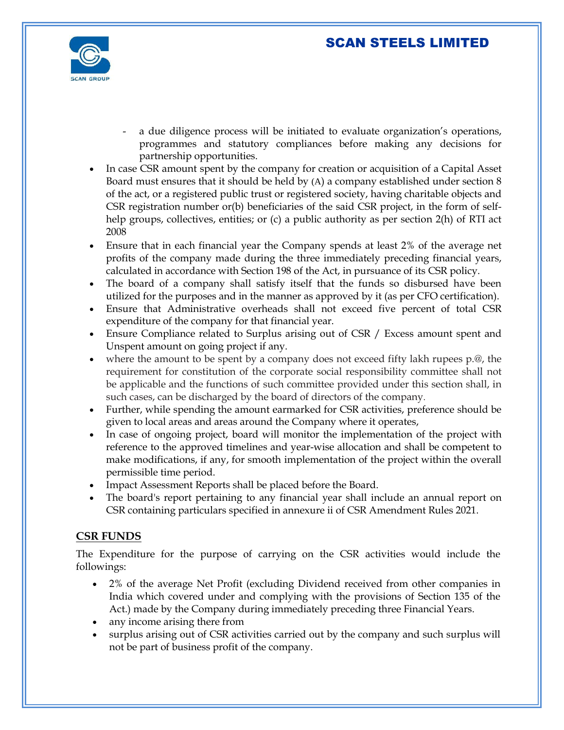- a due diligence process will be initiated to evaluate organization's operations, programmes and statutory compliances before making any decisions for partnership opportunities.

- In case CSR amount spent by the company for creation or acquisition of a Capital Asset Board must ensures that it should be held by (A) a company established under section 8 of the act, or a registered public trust or registered society, having charitable objects and CSR registration number or(b) beneficiaries of the said CSR project, in the form of self-help groups, collectives, entities; or (c) a public authority as per section 2(h) of RTI act 2008
- Ensure that in each financial year the Company spends at least 2% of the average net profits of the company made during the three immediately preceding financial years, calculated in accordance with Section 198 of the Act, in pursuance of its CSR policy.
- The board of a company shall satisfy itself that the funds so disbursed have been utilized for the purposes and in the manner as approved by it (as per CFO certification).
- Ensure that Administrative overheads shall not exceed five percent of total CSR expenditure of the company for that financial year.
- Ensure Compliance related to Surplus arising out of CSR / Excess amount spent and Unspent amount on going project if any.
- where the amount to be spent by a company does not exceed fifty lakh rupees p.@, the requirement for constitution of the corporate social responsibility committee shall not be applicable and the functions of such committee provided under this section shall, in such cases, can be discharged by the board of directors of the company.
- Further, while spending the amount earmarked for CSR activities, preference should be given to local areas and areas around the Company where it operates,
- In case of ongoing project, board will monitor the implementation of the project with reference to the approved timelines and year-wise allocation and shall be competent to make modifications, if any, for smooth implementation of the project within the overall permissible time period.
- Impact Assessment Reports shall be placed before the Board.
- The board's report pertaining to any financial year shall include an annual report on CSR containing particulars specified in annexure ii of CSR Amendment Rules 2021.

## CSR FUNDS

The Expenditure for the purpose of carrying on the CSR activities would include the followings:

- 2% of the average Net Profit (excluding Dividend received from other companies in India which covered under and complying with the provisions of Section 135 of the Act.) made by the Company during immediately preceding three Financial Years.
- any income arising there from
- surplus arising out of CSR activities carried out by the company and such surplus will not be part of business profit of the company.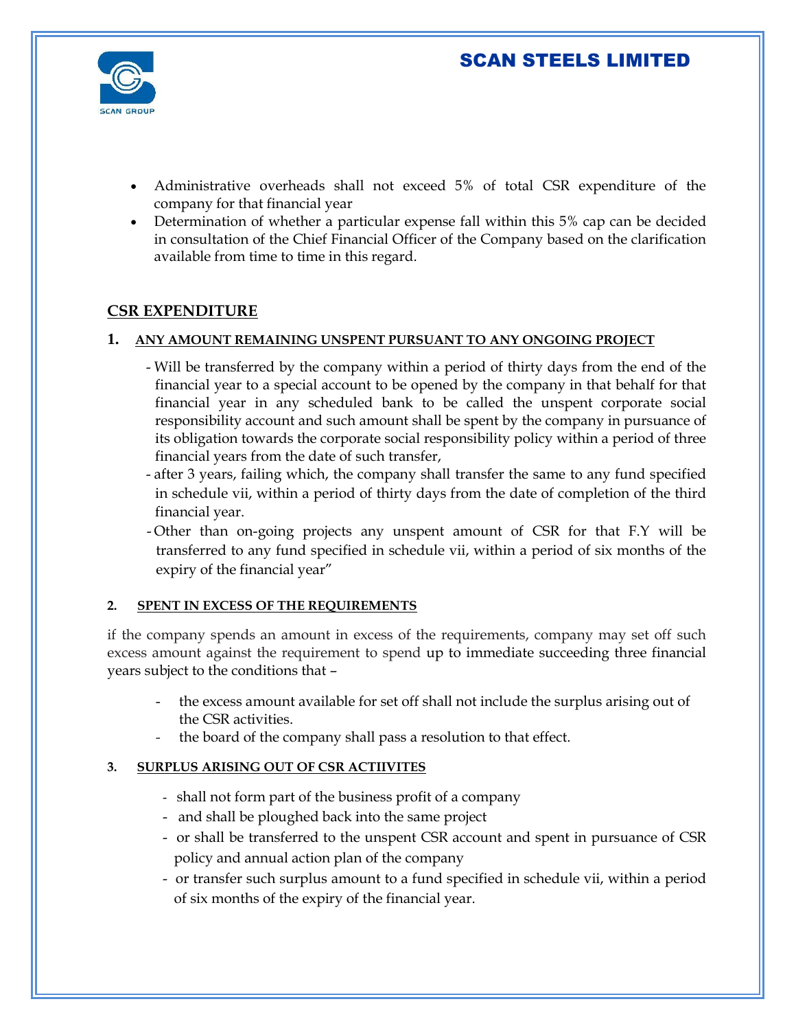- Administrative overheads shall not exceed 5% of total CSR expenditure of the company for that financial year
- Determination of whether a particular expense fall within this 5% cap can be decided in consultation of the Chief Financial Officer of the Company based on the clarification available from time to time in this regard.

## CSR EXPENDITURE

### 1. ANY AMOUNT REMAINING UNSPENT PURSUANT TO ANY ONGOING PROJECT

- Will be transferred by the company within a period of thirty days from the end of the financial year to a special account to be opened by the company in that behalf for that financial year in any scheduled bank to be called the unspent corporate social responsibility account and such amount shall be spent by the company in pursuance of its obligation towards the corporate social responsibility policy within a period of three financial years from the date of such transfer,
- after 3 years, failing which, the company shall transfer the same to any fund specified in schedule vii, within a period of thirty days from the date of completion of the third financial year.
- Other than on-going projects any unspent amount of CSR for that F.Y will be transferred to any fund specified in schedule vii, within a period of six months of the expiry of the financial year"

### 2. SPENT IN EXCESS OF THE REQUIREMENTS

if the company spends an amount in excess of the requirements, company may set off such excess amount against the requirement to spend up to immediate succeeding three financial years subject to the conditions that –

- the excess amount available for set off shall not include the surplus arising out of the CSR activities.
- the board of the company shall pass a resolution to that effect.

### 3. SURPLUS ARISING OUT OF CSR ACTIIVITES

- shall not form part of the business profit of a company
- and shall be ploughed back into the same project
- or shall be transferred to the unspent CSR account and spent in pursuance of CSR policy and annual action plan of the company
- or transfer such surplus amount to a fund specified in schedule vii, within a period of six months of the expiry of the financial year.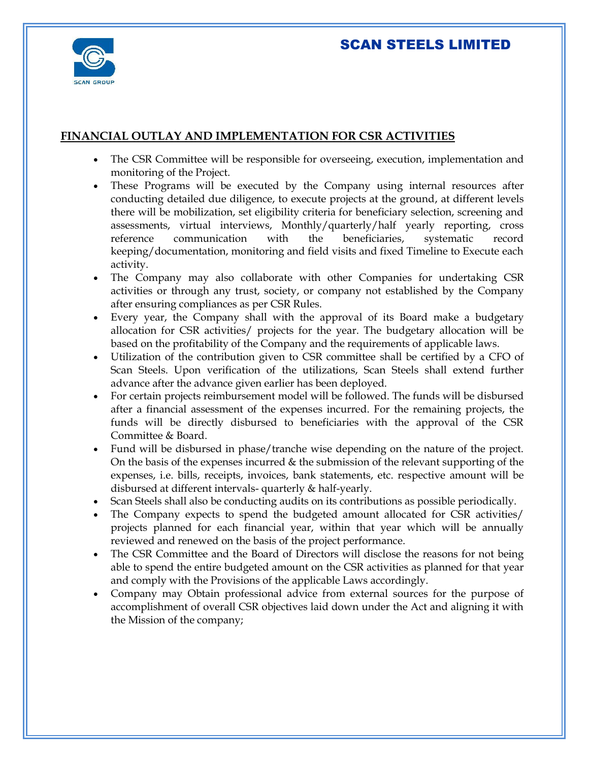## FINANCIAL OUTLAY AND IMPLEMENTATION FOR CSR ACTIVITIES

- The CSR Committee will be responsible for overseeing, execution, implementation and monitoring of the Project.
- These Programs will be executed by the Company using internal resources after conducting detailed due diligence, to execute projects at the ground, at different levels there will be mobilization, set eligibility criteria for beneficiary selection, screening and assessments, virtual interviews, Monthly/quarterly/half yearly reporting, cross reference communication with the beneficiaries, systematic record keeping/documentation, monitoring and field visits and fixed Timeline to Execute each activity.
- The Company may also collaborate with other Companies for undertaking CSR activities or through any trust, society, or company not established by the Company after ensuring compliances as per CSR Rules.
- Every year, the Company shall with the approval of its Board make a budgetary allocation for CSR activities/ projects for the year. The budgetary allocation will be based on the profitability of the Company and the requirements of applicable laws.
- Utilization of the contribution given to CSR committee shall be certified by a CFO of Scan Steels. Upon verification of the utilizations, Scan Steels shall extend further advance after the advance given earlier has been deployed.
- For certain projects reimbursement model will be followed. The funds will be disbursed after a financial assessment of the expenses incurred. For the remaining projects, the funds will be directly disbursed to beneficiaries with the approval of the CSR Committee & Board.
- Fund will be disbursed in phase/tranche wise depending on the nature of the project. On the basis of the expenses incurred & the submission of the relevant supporting of the expenses, i.e. bills, receipts, invoices, bank statements, etc. respective amount will be disbursed at different intervals- quarterly & half-yearly.
- Scan Steels shall also be conducting audits on its contributions as possible periodically.
- The Company expects to spend the budgeted amount allocated for CSR activities/ projects planned for each financial year, within that year which will be annually reviewed and renewed on the basis of the project performance.
- The CSR Committee and the Board of Directors will disclose the reasons for not being able to spend the entire budgeted amount on the CSR activities as planned for that year and comply with the Provisions of the applicable Laws accordingly.
- Company may Obtain professional advice from external sources for the purpose of accomplishment of overall CSR objectives laid down under the Act and aligning it with the Mission of the company;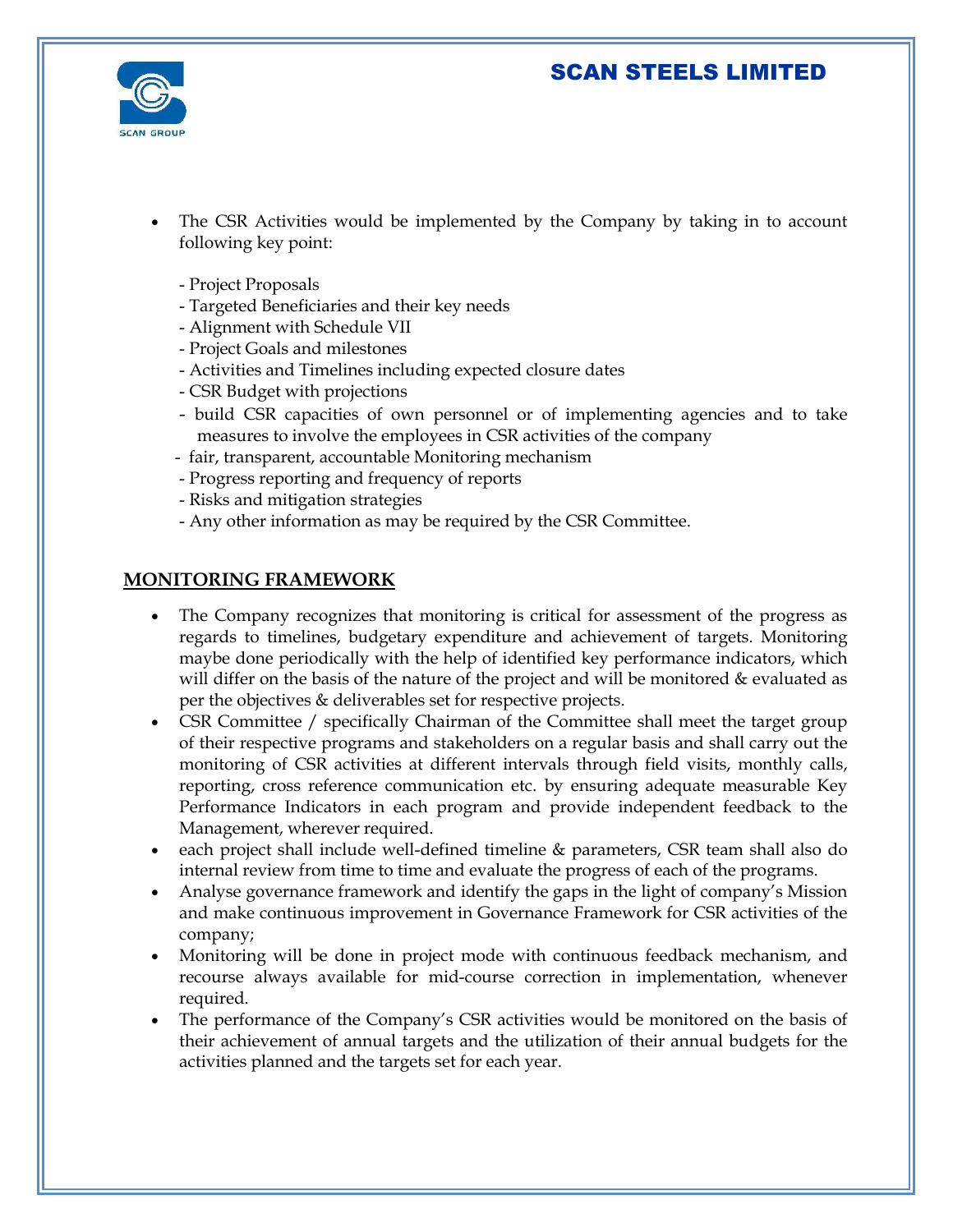- The CSR Activities would be implemented by the Company by taking in to account following key point:

  - Project Proposals
  - Targeted Beneficiaries and their key needs
  - Alignment with Schedule VII
  - Project Goals and milestones
  - Activities and Timelines including expected closure dates
  - CSR Budget with projections
  - build CSR capacities of own personnel or of implementing agencies and to take measures to involve the employees in CSR activities of the company
  - fair, transparent, accountable Monitoring mechanism
  - Progress reporting and frequency of reports
  - Risks and mitigation strategies
  - Any other information as may be required by the CSR Committee.

## MONITORING FRAMEWORK

- The Company recognizes that monitoring is critical for assessment of the progress as regards to timelines, budgetary expenditure and achievement of targets. Monitoring maybe done periodically with the help of identified key performance indicators, which will differ on the basis of the nature of the project and will be monitored & evaluated as per the objectives & deliverables set for respective projects.
- CSR Committee / specifically Chairman of the Committee shall meet the target group of their respective programs and stakeholders on a regular basis and shall carry out the monitoring of CSR activities at different intervals through field visits, monthly calls, reporting, cross reference communication etc. by ensuring adequate measurable Key Performance Indicators in each program and provide independent feedback to the Management, wherever required.
- each project shall include well-defined timeline & parameters, CSR team shall also do internal review from time to time and evaluate the progress of each of the programs.
- Analyse governance framework and identify the gaps in the light of company's Mission and make continuous improvement in Governance Framework for CSR activities of the company;
- Monitoring will be done in project mode with continuous feedback mechanism, and recourse always available for mid-course correction in implementation, whenever required.
- The performance of the Company's CSR activities would be monitored on the basis of their achievement of annual targets and the utilization of their annual budgets for the activities planned and the targets set for each year.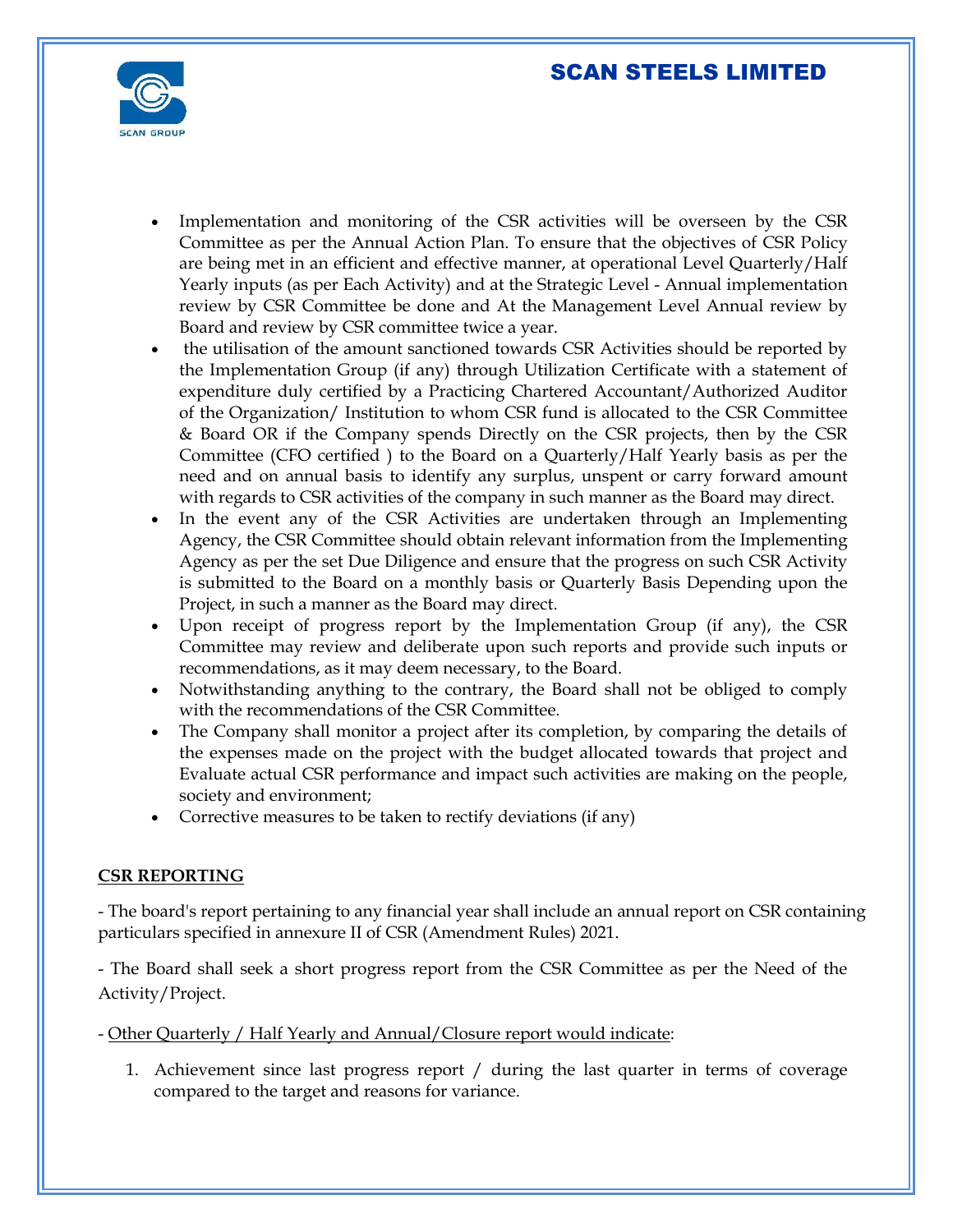- Implementation and monitoring of the CSR activities will be overseen by the CSR Committee as per the Annual Action Plan. To ensure that the objectives of CSR Policy are being met in an efficient and effective manner, at operational Level Quarterly/Half Yearly inputs (as per Each Activity) and at the Strategic Level - Annual implementation review by CSR Committee be done and At the Management Level Annual review by Board and review by CSR committee twice a year.
- the utilisation of the amount sanctioned towards CSR Activities should be reported by the Implementation Group (if any) through Utilization Certificate with a statement of expenditure duly certified by a Practicing Chartered Accountant/Authorized Auditor of the Organization/ Institution to whom CSR fund is allocated to the CSR Committee & Board OR if the Company spends Directly on the CSR projects, then by the CSR Committee (CFO certified ) to the Board on a Quarterly/Half Yearly basis as per the need and on annual basis to identify any surplus, unspent or carry forward amount with regards to CSR activities of the company in such manner as the Board may direct.
- In the event any of the CSR Activities are undertaken through an Implementing Agency, the CSR Committee should obtain relevant information from the Implementing Agency as per the set Due Diligence and ensure that the progress on such CSR Activity is submitted to the Board on a monthly basis or Quarterly Basis Depending upon the Project, in such a manner as the Board may direct.
- Upon receipt of progress report by the Implementation Group (if any), the CSR Committee may review and deliberate upon such reports and provide such inputs or recommendations, as it may deem necessary, to the Board.
- Notwithstanding anything to the contrary, the Board shall not be obliged to comply with the recommendations of the CSR Committee.
- The Company shall monitor a project after its completion, by comparing the details of the expenses made on the project with the budget allocated towards that project and Evaluate actual CSR performance and impact such activities are making on the people, society and environment;
- Corrective measures to be taken to rectify deviations (if any)

## CSR REPORTING

- The board's report pertaining to any financial year shall include an annual report on CSR containing particulars specified in annexure II of CSR (Amendment Rules) 2021.

- The Board shall seek a short progress report from the CSR Committee as per the Need of the Activity/Project.

- Other Quarterly / Half Yearly and Annual/Closure report would indicate:

1. Achievement since last progress report / during the last quarter in terms of coverage compared to the target and reasons for variance.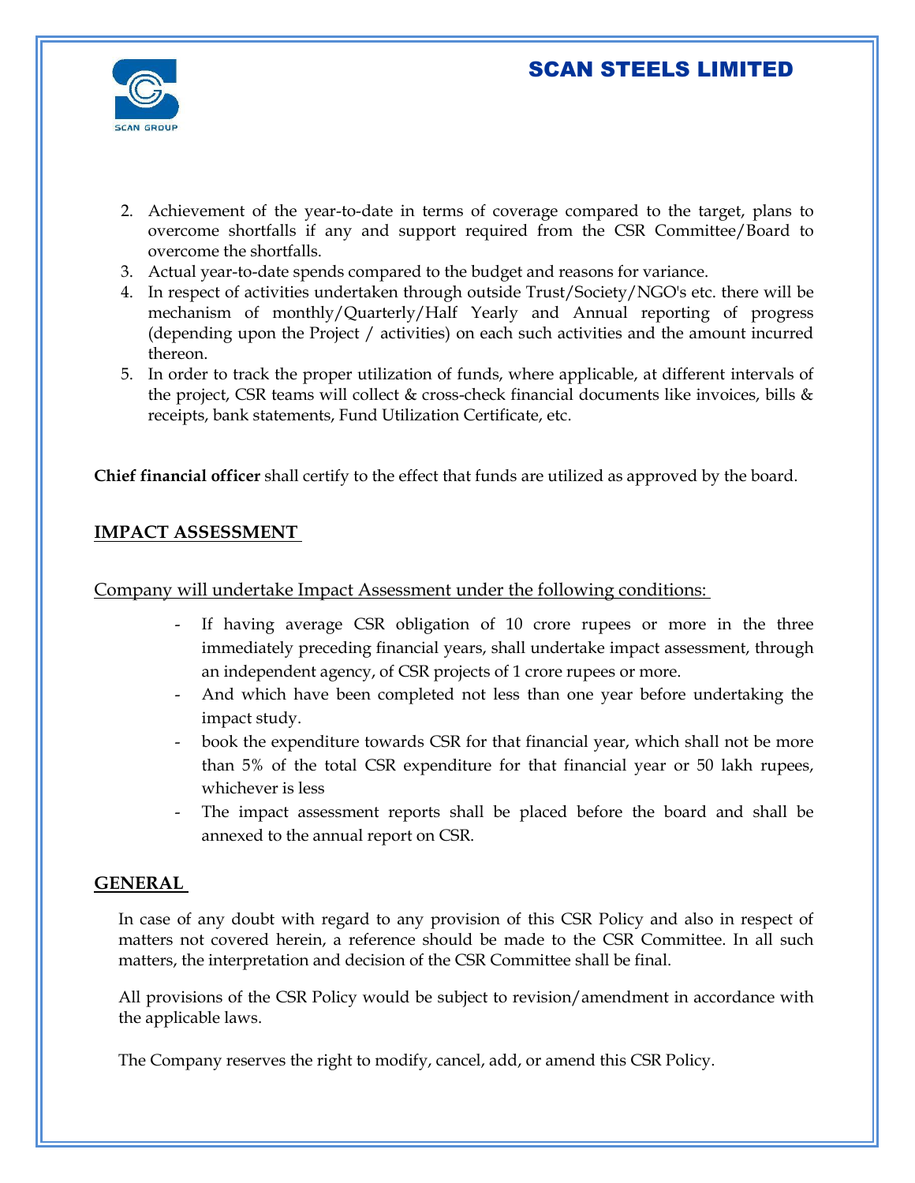2. Achievement of the year-to-date in terms of coverage compared to the target, plans to overcome shortfalls if any and support required from the CSR Committee/Board to overcome the shortfalls.
3. Actual year-to-date spends compared to the budget and reasons for variance.
4. In respect of activities undertaken through outside Trust/Society/NGO's etc. there will be mechanism of monthly/Quarterly/Half Yearly and Annual reporting of progress (depending upon the Project / activities) on each such activities and the amount incurred thereon.
5. In order to track the proper utilization of funds, where applicable, at different intervals of the project, CSR teams will collect & cross-check financial documents like invoices, bills & receipts, bank statements, Fund Utilization Certificate, etc.

**Chief financial officer** shall certify to the effect that funds are utilized as approved by the board.

## IMPACT ASSESSMENT

Company will undertake Impact Assessment under the following conditions:

- If having average CSR obligation of 10 crore rupees or more in the three immediately preceding financial years, shall undertake impact assessment, through an independent agency, of CSR projects of 1 crore rupees or more.
- And which have been completed not less than one year before undertaking the impact study.
- book the expenditure towards CSR for that financial year, which shall not be more than 5% of the total CSR expenditure for that financial year or 50 lakh rupees, whichever is less
- The impact assessment reports shall be placed before the board and shall be annexed to the annual report on CSR.

## GENERAL

In case of any doubt with regard to any provision of this CSR Policy and also in respect of matters not covered herein, a reference should be made to the CSR Committee. In all such matters, the interpretation and decision of the CSR Committee shall be final.

All provisions of the CSR Policy would be subject to revision/amendment in accordance with the applicable laws.

The Company reserves the right to modify, cancel, add, or amend this CSR Policy.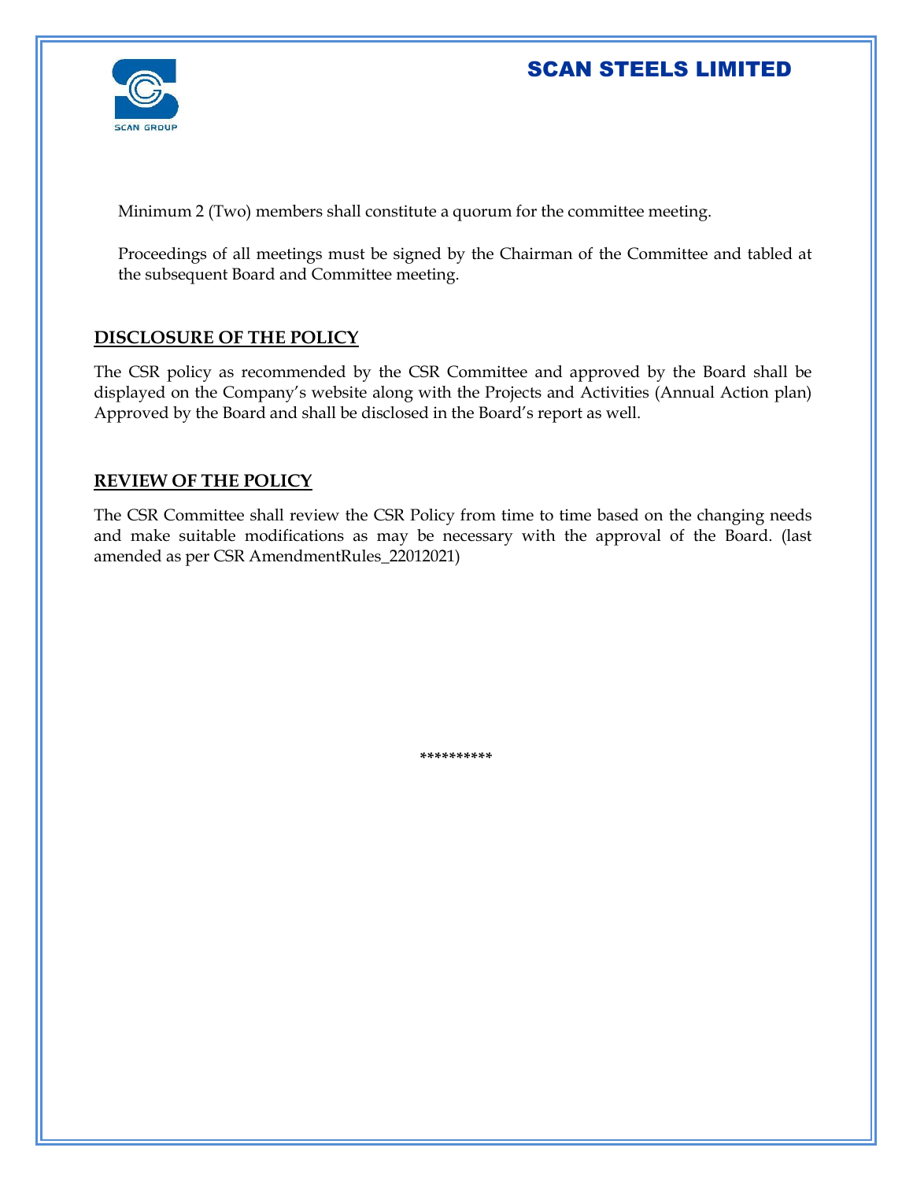Minimum 2 (Two) members shall constitute a quorum for the committee meeting.

Proceedings of all meetings must be signed by the Chairman of the Committee and tabled at the subsequent Board and Committee meeting.

## DISCLOSURE OF THE POLICY

The CSR policy as recommended by the CSR Committee and approved by the Board shall be displayed on the Company's website along with the Projects and Activities (Annual Action plan) Approved by the Board and shall be disclosed in the Board's report as well.

## REVIEW OF THE POLICY

The CSR Committee shall review the CSR Policy from time to time based on the changing needs and make suitable modifications as may be necessary with the approval of the Board. (last amended as per CSR AmendmentRules_22012021)

*********